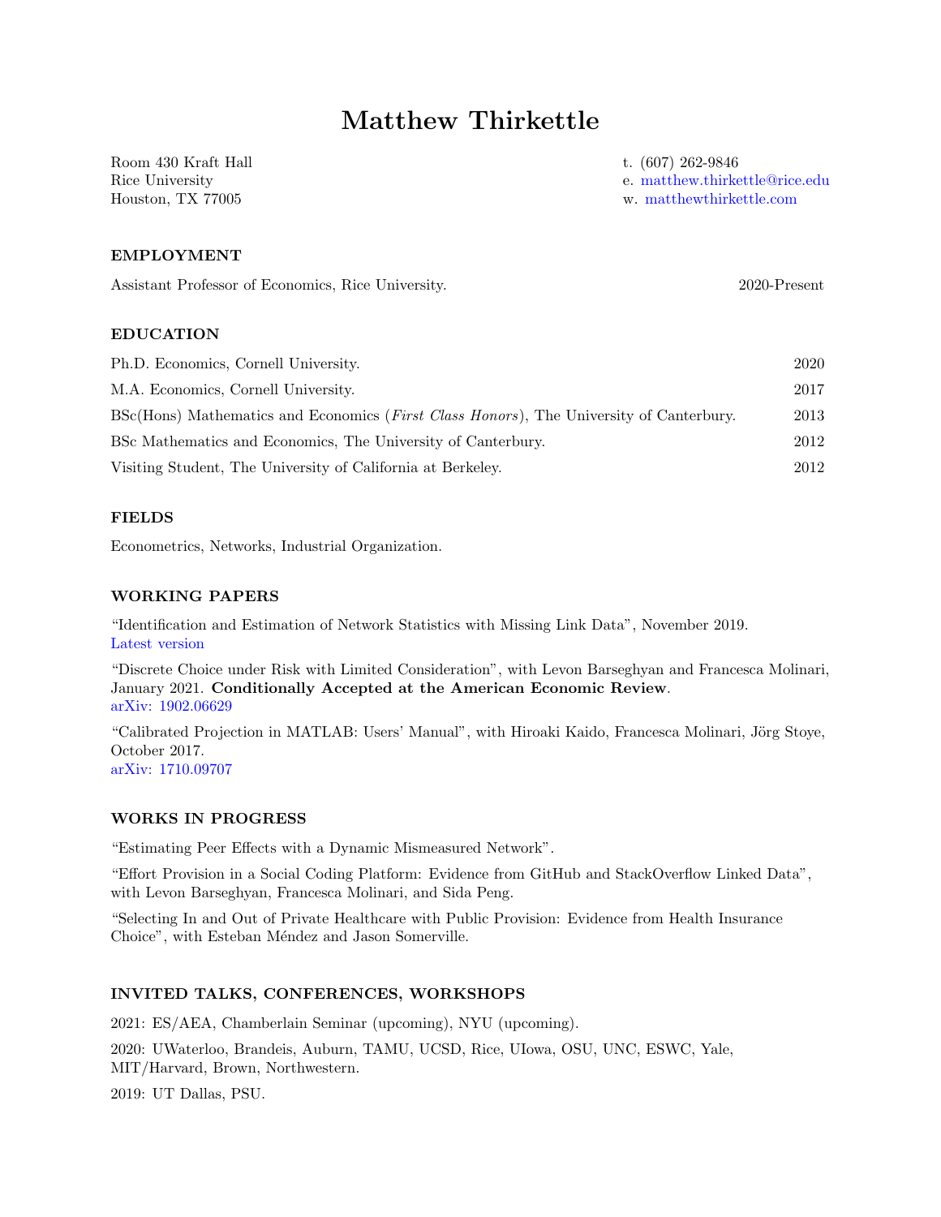# Matthew Thirkettle

Room 430 Kraft Hall
Rice University
Houston, TX 77005

t. (607) 262-9846
e. matthew.thirkettle@rice.edu
w. matthewthirkettle.com

## EMPLOYMENT

Assistant Professor of Economics, Rice University. 2020-Present

## EDUCATION

Ph.D. Economics, Cornell University. 2020

M.A. Economics, Cornell University. 2017

BSc(Hons) Mathematics and Economics (*First Class Honors*), The University of Canterbury. 2013

BSc Mathematics and Economics, The University of Canterbury. 2012

Visiting Student, The University of California at Berkeley. 2012

## FIELDS

Econometrics, Networks, Industrial Organization.

## WORKING PAPERS

"Identification and Estimation of Network Statistics with Missing Link Data", November 2019.
Latest version

"Discrete Choice under Risk with Limited Consideration", with Levon Barseghyan and Francesca Molinari, January 2021. **Conditionally Accepted at the American Economic Review**.
arXiv: 1902.06629

"Calibrated Projection in MATLAB: Users' Manual", with Hiroaki Kaido, Francesca Molinari, Jörg Stoye, October 2017.
arXiv: 1710.09707

## WORKS IN PROGRESS

"Estimating Peer Effects with a Dynamic Mismeasured Network".

"Effort Provision in a Social Coding Platform: Evidence from GitHub and StackOverflow Linked Data", with Levon Barseghyan, Francesca Molinari, and Sida Peng.

"Selecting In and Out of Private Healthcare with Public Provision: Evidence from Health Insurance Choice", with Esteban Méndez and Jason Somerville.

## INVITED TALKS, CONFERENCES, WORKSHOPS

2021: ES/AEA, Chamberlain Seminar (upcoming), NYU (upcoming).

2020: UWaterloo, Brandeis, Auburn, TAMU, UCSD, Rice, UIowa, OSU, UNC, ESWC, Yale, MIT/Harvard, Brown, Northwestern.

2019: UT Dallas, PSU.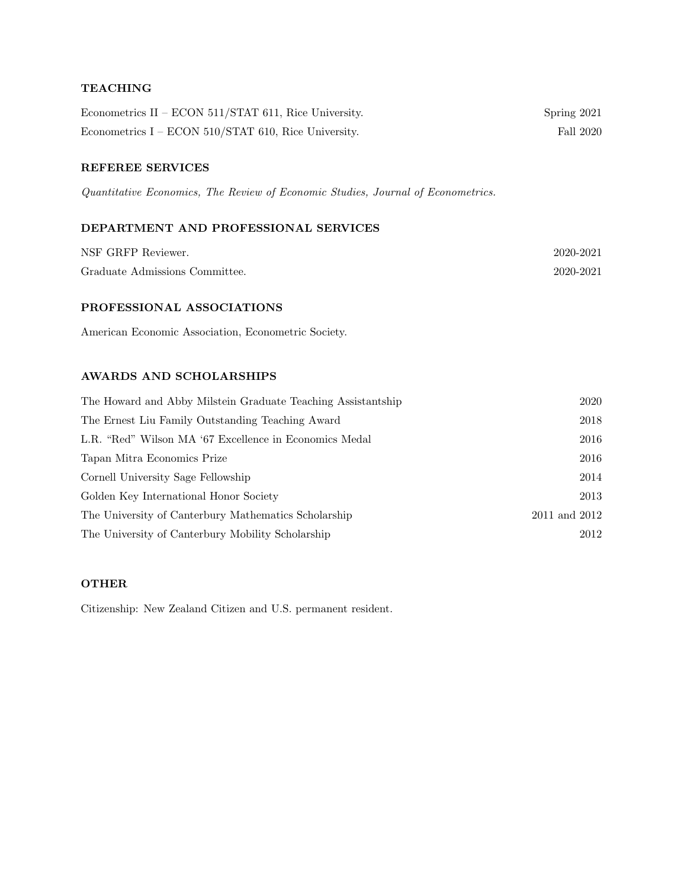## TEACHING

| | |
|---|---|
| Econometrics II – ECON 511/STAT 611, Rice University. | Spring 2021 |
| Econometrics I – ECON 510/STAT 610, Rice University. | Fall 2020 |

## REFEREE SERVICES

*Quantitative Economics, The Review of Economic Studies, Journal of Econometrics.*

## DEPARTMENT AND PROFESSIONAL SERVICES

| | |
|---|---|
| NSF GRFP Reviewer. | 2020-2021 |
| Graduate Admissions Committee. | 2020-2021 |

## PROFESSIONAL ASSOCIATIONS

American Economic Association, Econometric Society.

## AWARDS AND SCHOLARSHIPS

| | |
|---|---|
| The Howard and Abby Milstein Graduate Teaching Assistantship | 2020 |
| The Ernest Liu Family Outstanding Teaching Award | 2018 |
| L.R. "Red" Wilson MA '67 Excellence in Economics Medal | 2016 |
| Tapan Mitra Economics Prize | 2016 |
| Cornell University Sage Fellowship | 2014 |
| Golden Key International Honor Society | 2013 |
| The University of Canterbury Mathematics Scholarship | 2011 and 2012 |
| The University of Canterbury Mobility Scholarship | 2012 |

## OTHER

Citizenship: New Zealand Citizen and U.S. permanent resident.